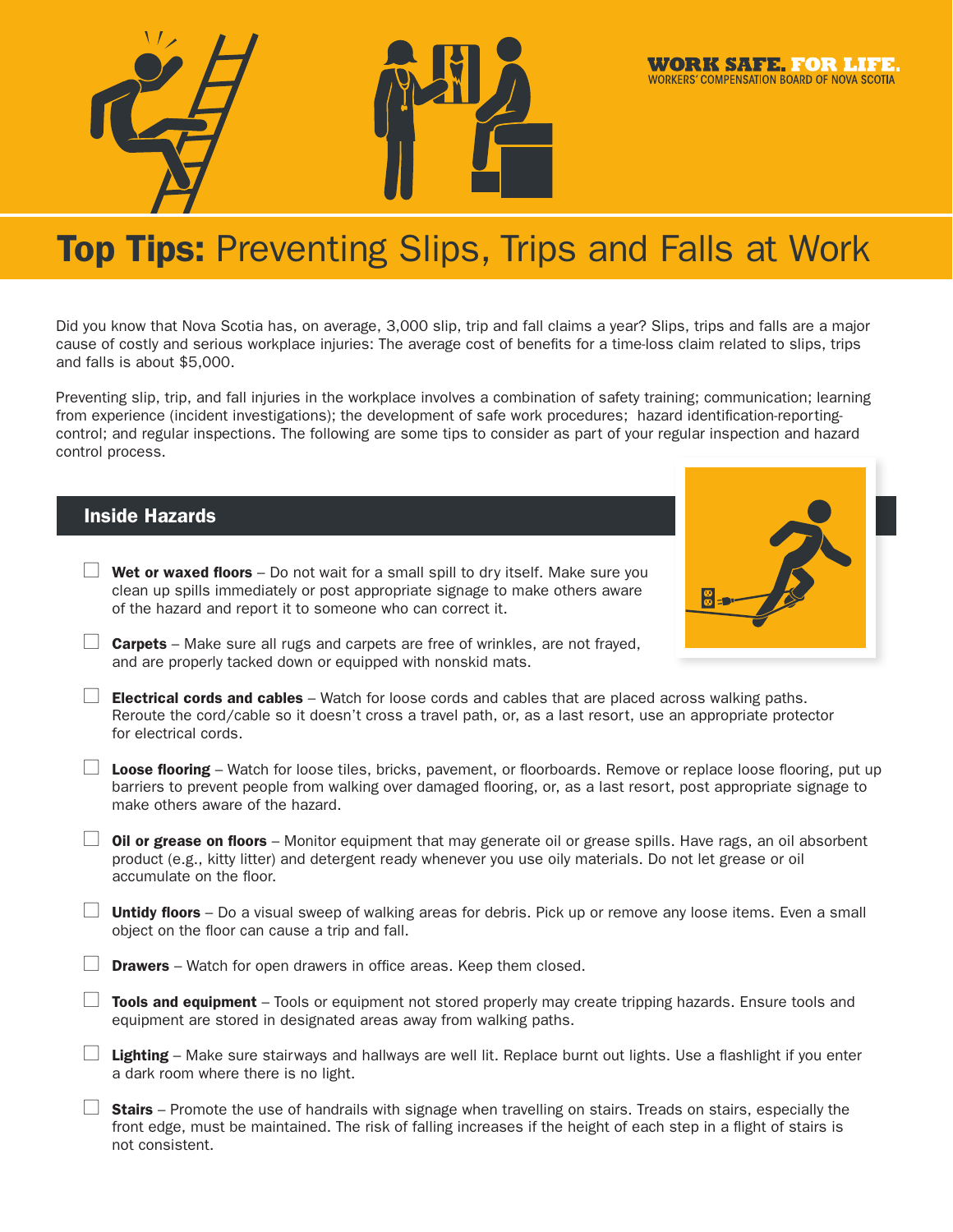WORK SAFE. FOR LIFE.
WORKERS' COMPENSATION BOARD OF NOVA SCOTIA

# Top Tips: Preventing Slips, Trips and Falls at Work

Did you know that Nova Scotia has, on average, 3,000 slip, trip and fall claims a year? Slips, trips and falls are a major cause of costly and serious workplace injuries: The average cost of benefits for a time-loss claim related to slips, trips and falls is about $5,000.

Preventing slip, trip, and fall injuries in the workplace involves a combination of safety training; communication; learning from experience (incident investigations); the development of safe work procedures; hazard identification-reporting-control; and regular inspections. The following are some tips to consider as part of your regular inspection and hazard control process.

## Inside Hazards

- ☐ **Wet or waxed floors** – Do not wait for a small spill to dry itself. Make sure you clean up spills immediately or post appropriate signage to make others aware of the hazard and report it to someone who can correct it.
- ☐ **Carpets** – Make sure all rugs and carpets are free of wrinkles, are not frayed, and are properly tacked down or equipped with nonskid mats.
- ☐ **Electrical cords and cables** – Watch for loose cords and cables that are placed across walking paths. Reroute the cord/cable so it doesn't cross a travel path, or, as a last resort, use an appropriate protector for electrical cords.
- ☐ **Loose flooring** – Watch for loose tiles, bricks, pavement, or floorboards. Remove or replace loose flooring, put up barriers to prevent people from walking over damaged flooring, or, as a last resort, post appropriate signage to make others aware of the hazard.
- ☐ **Oil or grease on floors** – Monitor equipment that may generate oil or grease spills. Have rags, an oil absorbent product (e.g., kitty litter) and detergent ready whenever you use oily materials. Do not let grease or oil accumulate on the floor.
- ☐ **Untidy floors** – Do a visual sweep of walking areas for debris. Pick up or remove any loose items. Even a small object on the floor can cause a trip and fall.
- ☐ **Drawers** – Watch for open drawers in office areas. Keep them closed.
- ☐ **Tools and equipment** – Tools or equipment not stored properly may create tripping hazards. Ensure tools and equipment are stored in designated areas away from walking paths.
- ☐ **Lighting** – Make sure stairways and hallways are well lit. Replace burnt out lights. Use a flashlight if you enter a dark room where there is no light.
- ☐ **Stairs** – Promote the use of handrails with signage when travelling on stairs. Treads on stairs, especially the front edge, must be maintained. The risk of falling increases if the height of each step in a flight of stairs is not consistent.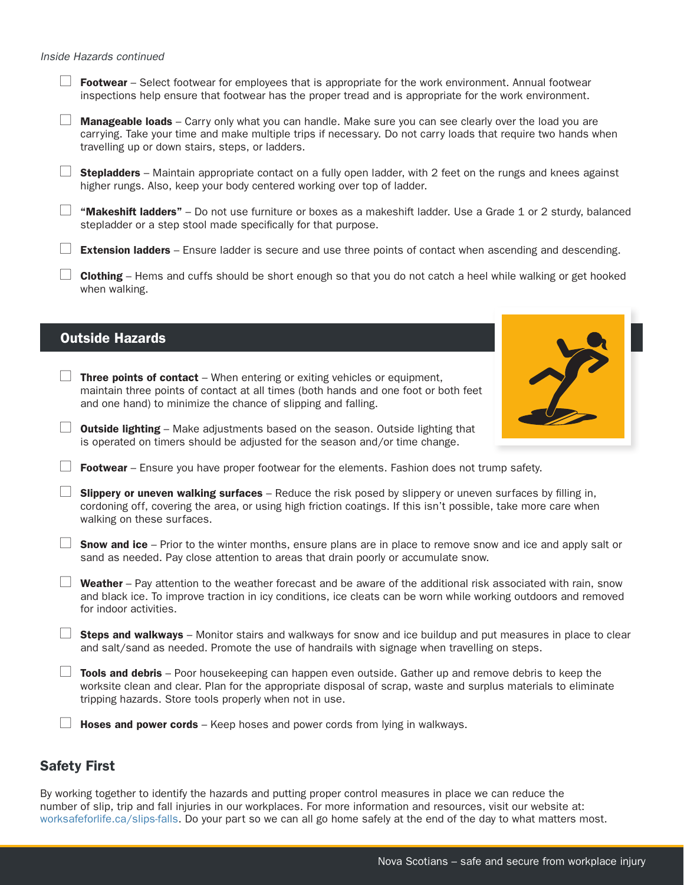*Inside Hazards continued*

- ☐ **Footwear** – Select footwear for employees that is appropriate for the work environment. Annual footwear inspections help ensure that footwear has the proper tread and is appropriate for the work environment.
- ☐ **Manageable loads** – Carry only what you can handle. Make sure you can see clearly over the load you are carrying. Take your time and make multiple trips if necessary. Do not carry loads that require two hands when travelling up or down stairs, steps, or ladders.
- ☐ **Stepladders** – Maintain appropriate contact on a fully open ladder, with 2 feet on the rungs and knees against higher rungs. Also, keep your body centered working over top of ladder.
- ☐ **"Makeshift ladders"** – Do not use furniture or boxes as a makeshift ladder. Use a Grade 1 or 2 sturdy, balanced stepladder or a step stool made specifically for that purpose.
- ☐ **Extension ladders** – Ensure ladder is secure and use three points of contact when ascending and descending.
- ☐ **Clothing** – Hems and cuffs should be short enough so that you do not catch a heel while walking or get hooked when walking.

## Outside Hazards

- ☐ **Three points of contact** – When entering or exiting vehicles or equipment, maintain three points of contact at all times (both hands and one foot or both feet and one hand) to minimize the chance of slipping and falling.
- ☐ **Outside lighting** – Make adjustments based on the season. Outside lighting that is operated on timers should be adjusted for the season and/or time change.
- ☐ **Footwear** – Ensure you have proper footwear for the elements. Fashion does not trump safety.
- ☐ **Slippery or uneven walking surfaces** – Reduce the risk posed by slippery or uneven surfaces by filling in, cordoning off, covering the area, or using high friction coatings. If this isn't possible, take more care when walking on these surfaces.
- ☐ **Snow and ice** – Prior to the winter months, ensure plans are in place to remove snow and ice and apply salt or sand as needed. Pay close attention to areas that drain poorly or accumulate snow.
- ☐ **Weather** – Pay attention to the weather forecast and be aware of the additional risk associated with rain, snow and black ice. To improve traction in icy conditions, ice cleats can be worn while working outdoors and removed for indoor activities.
- ☐ **Steps and walkways** – Monitor stairs and walkways for snow and ice buildup and put measures in place to clear and salt/sand as needed. Promote the use of handrails with signage when travelling on steps.
- ☐ **Tools and debris** – Poor housekeeping can happen even outside. Gather up and remove debris to keep the worksite clean and clear. Plan for the appropriate disposal of scrap, waste and surplus materials to eliminate tripping hazards. Store tools properly when not in use.
- ☐ **Hoses and power cords** – Keep hoses and power cords from lying in walkways.

## Safety First

By working together to identify the hazards and putting proper control measures in place we can reduce the number of slip, trip and fall injuries in our workplaces. For more information and resources, visit our website at: worksafeforlife.ca/slips-falls. Do your part so we can all go home safely at the end of the day to what matters most.

Nova Scotians – safe and secure from workplace injury